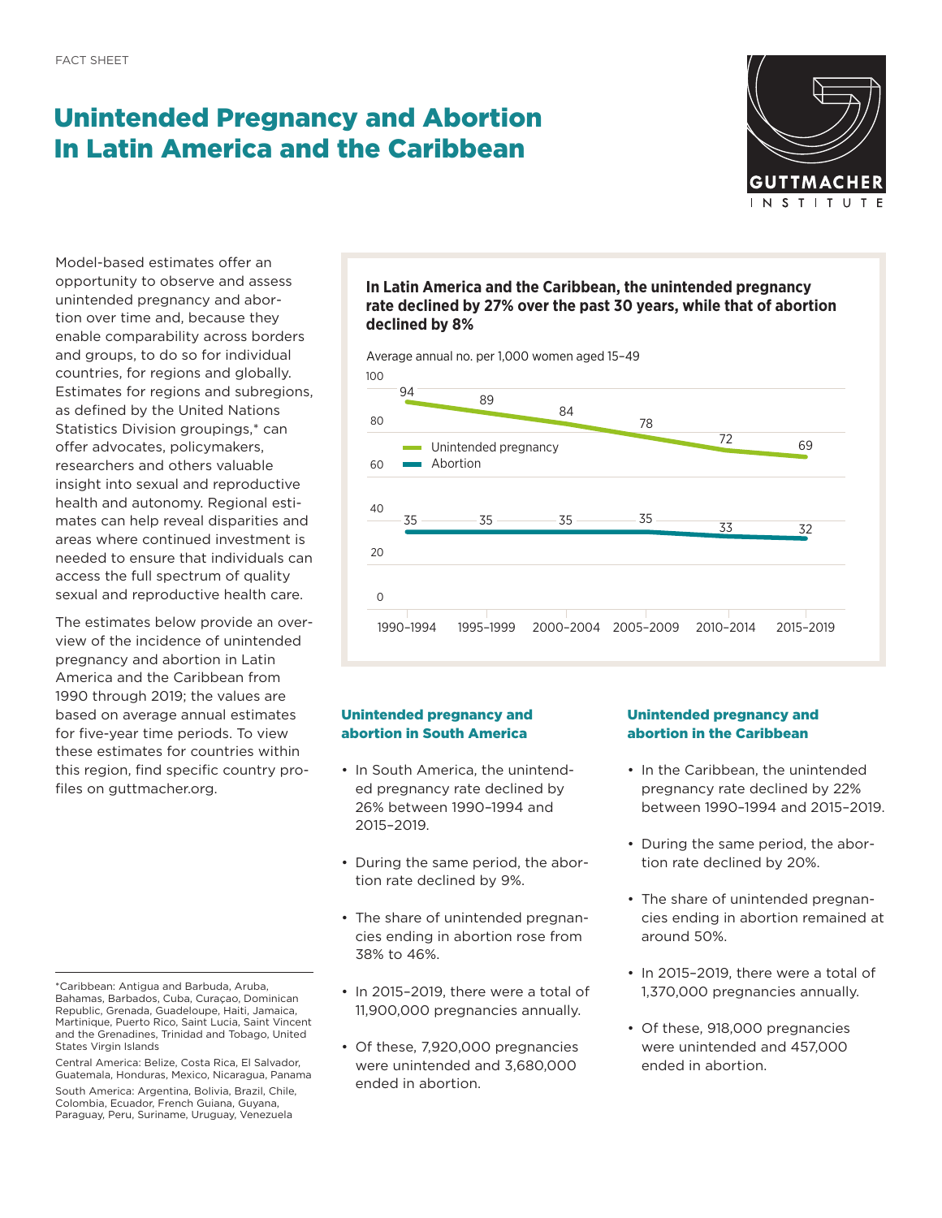FACT SHEET

# Unintended Pregnancy and Abortion In Latin America and the Caribbean

Model-based estimates offer an opportunity to observe and assess unintended pregnancy and abortion over time and, because they enable comparability across borders and groups, to do so for individual countries, for regions and globally. Estimates for regions and subregions, as defined by the United Nations Statistics Division groupings,* can offer advocates, policymakers, researchers and others valuable insight into sexual and reproductive health and autonomy. Regional estimates can help reveal disparities and areas where continued investment is needed to ensure that individuals can access the full spectrum of quality sexual and reproductive health care.

The estimates below provide an overview of the incidence of unintended pregnancy and abortion in Latin America and the Caribbean from 1990 through 2019; the values are based on average annual estimates for five-year time periods. To view these estimates for countries within this region, find specific country profiles on guttmacher.org.

**In Latin America and the Caribbean, the unintended pregnancy rate declined by 27% over the past 30 years, while that of abortion declined by 8%**

Average annual no. per 1,000 women aged 15–49

| | 1990–1994 | 1995–1999 | 2000–2004 | 2005–2009 | 2010–2014 | 2015–2019 |
|---|---|---|---|---|---|---|
| Unintended pregnancy | 94 | 89 | 84 | 78 | 72 | 69 |
| Abortion | 35 | 35 | 35 | 35 | 33 | 32 |

### Unintended pregnancy and abortion in South America

- In South America, the unintended pregnancy rate declined by 26% between 1990–1994 and 2015–2019.
- During the same period, the abortion rate declined by 9%.
- The share of unintended pregnancies ending in abortion rose from 38% to 46%.
- In 2015–2019, there were a total of 11,900,000 pregnancies annually.
- Of these, 7,920,000 pregnancies were unintended and 3,680,000 ended in abortion.

### Unintended pregnancy and abortion in the Caribbean

- In the Caribbean, the unintended pregnancy rate declined by 22% between 1990–1994 and 2015–2019.
- During the same period, the abortion rate declined by 20%.
- The share of unintended pregnancies ending in abortion remained at around 50%.
- In 2015–2019, there were a total of 1,370,000 pregnancies annually.
- Of these, 918,000 pregnancies were unintended and 457,000 ended in abortion.

---

*Caribbean: Antigua and Barbuda, Aruba, Bahamas, Barbados, Cuba, Curaçao, Dominican Republic, Grenada, Guadeloupe, Haiti, Jamaica, Martinique, Puerto Rico, Saint Lucia, Saint Vincent and the Grenadines, Trinidad and Tobago, United States Virgin Islands

Central America: Belize, Costa Rica, El Salvador, Guatemala, Honduras, Mexico, Nicaragua, Panama

South America: Argentina, Bolivia, Brazil, Chile, Colombia, Ecuador, French Guiana, Guyana, Paraguay, Peru, Suriname, Uruguay, Venezuela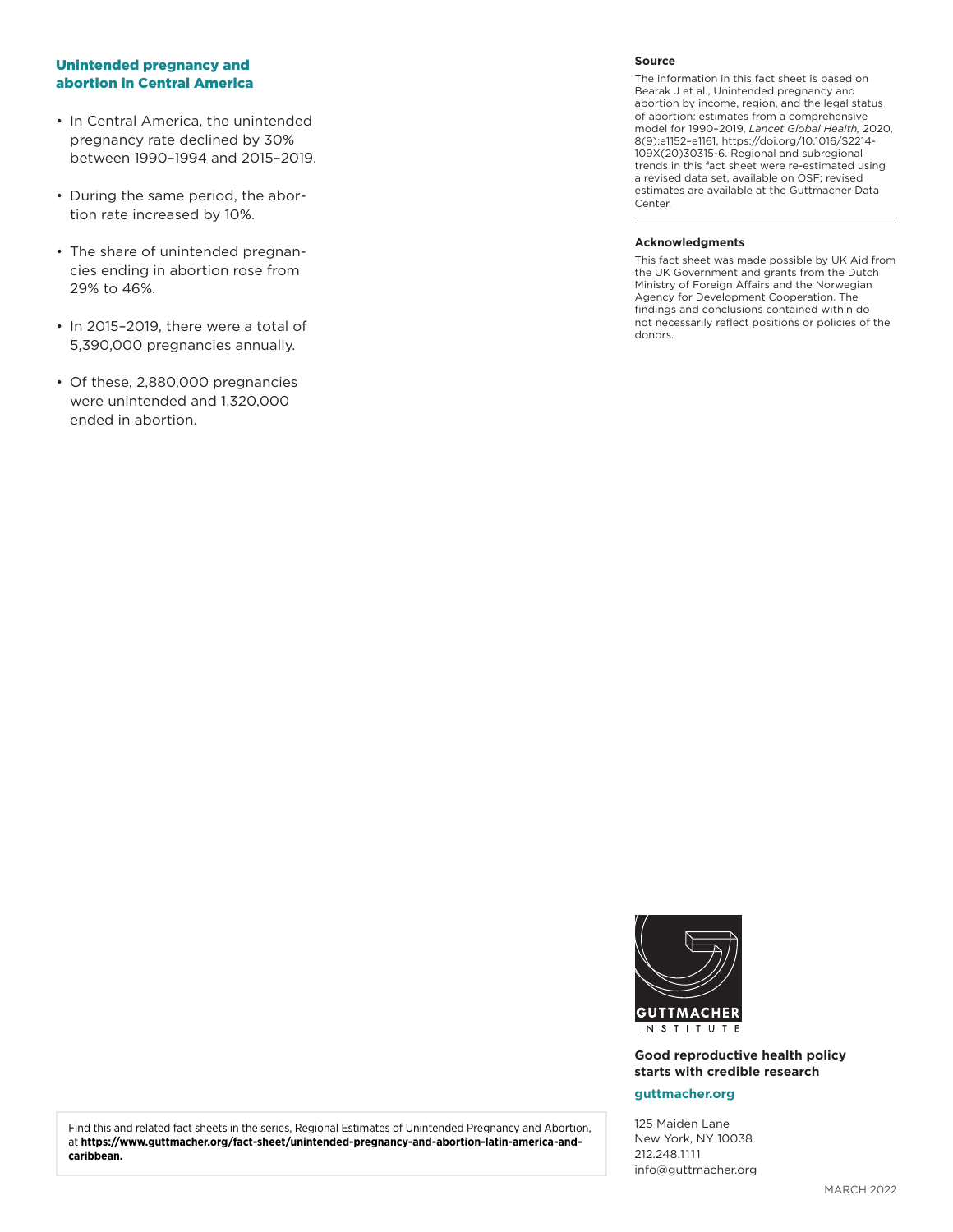## Unintended pregnancy and abortion in Central America

- In Central America, the unintended pregnancy rate declined by 30% between 1990–1994 and 2015–2019.
- During the same period, the abortion rate increased by 10%.
- The share of unintended pregnancies ending in abortion rose from 29% to 46%.
- In 2015–2019, there were a total of 5,390,000 pregnancies annually.
- Of these, 2,880,000 pregnancies were unintended and 1,320,000 ended in abortion.

### Source

The information in this fact sheet is based on Bearak J et al., Unintended pregnancy and abortion by income, region, and the legal status of abortion: estimates from a comprehensive model for 1990–2019, *Lancet Global Health,* 2020, 8(9):e1152–e1161, https://doi.org/10.1016/S2214-109X(20)30315-6. Regional and subregional trends in this fact sheet were re-estimated using a revised data set, available on OSF; revised estimates are available at the Guttmacher Data Center.

### Acknowledgments

This fact sheet was made possible by UK Aid from the UK Government and grants from the Dutch Ministry of Foreign Affairs and the Norwegian Agency for Development Cooperation. The findings and conclusions contained within do not necessarily reflect positions or policies of the donors.

Find this and related fact sheets in the series, Regional Estimates of Unintended Pregnancy and Abortion, at **https://www.guttmacher.org/fact-sheet/unintended-pregnancy-and-abortion-latin-america-and-caribbean.**

GUTTMACHER INSTITUTE

**Good reproductive health policy starts with credible research**

**guttmacher.org**

125 Maiden Lane
New York, NY 10038
212.248.1111
info@guttmacher.org

MARCH 2022